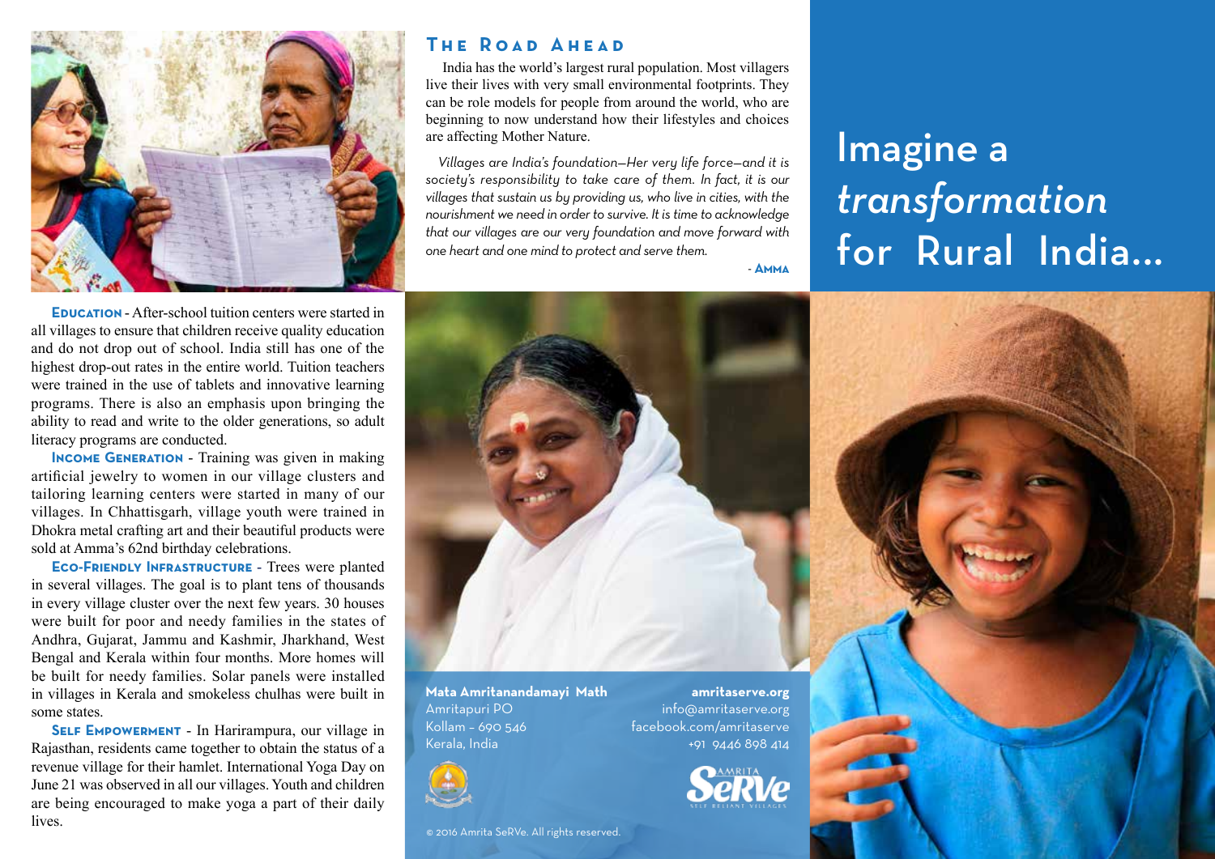**Education** - After-school tuition centers were started in all villages to ensure that children receive quality education and do not drop out of school. India still has one of the highest drop-out rates in the entire world. Tuition teachers were trained in the use of tablets and innovative learning programs. There is also an emphasis upon bringing the ability to read and write to the older generations, so adult literacy programs are conducted.

**Income Generation** - Training was given in making artificial jewelry to women in our village clusters and tailoring learning centers were started in many of our villages. In Chhattisgarh, village youth were trained in Dhokra metal crafting art and their beautiful products were sold at Amma's 62nd birthday celebrations.

**Eco-Friendly Infrastructure** - Trees were planted in several villages. The goal is to plant tens of thousands in every village cluster over the next few years. 30 houses were built for poor and needy families in the states of Andhra, Gujarat, Jammu and Kashmir, Jharkhand, West Bengal and Kerala within four months. More homes will be built for needy families. Solar panels were installed in villages in Kerala and smokeless chulhas were built in some states.

**Self Empowerment** - In Harirampura, our village in Rajasthan, residents came together to obtain the status of a revenue village for their hamlet. International Yoga Day on June 21 was observed in all our villages. Youth and children are being encouraged to make yoga a part of their daily lives.

## The Road Ahead

India has the world's largest rural population. Most villagers live their lives with very small environmental footprints. They can be role models for people from around the world, who are beginning to now understand how their lifestyles and choices are affecting Mother Nature.

*Villages are India's foundation—Her very life force—and it is society's responsibility to take care of them. In fact, it is our villages that sustain us by providing us, who live in cities, with the nourishment we need in order to survive. It is time to acknowledge that our villages are our very foundation and move forward with one heart and one mind to protect and serve them.*

- **Amma**

**Mata Amritanandamayi Math**
Amritapuri PO
Kollam – 690 546
Kerala, India

**amritaserve.org**
info@amritaserve.org
facebook.com/amritaserve
+91 9446 898 414

Amrita SeRVe
Self Reliant Villages

© 2016 Amrita SeRVe. All rights reserved.

# Imagine a *transformation* for Rural India…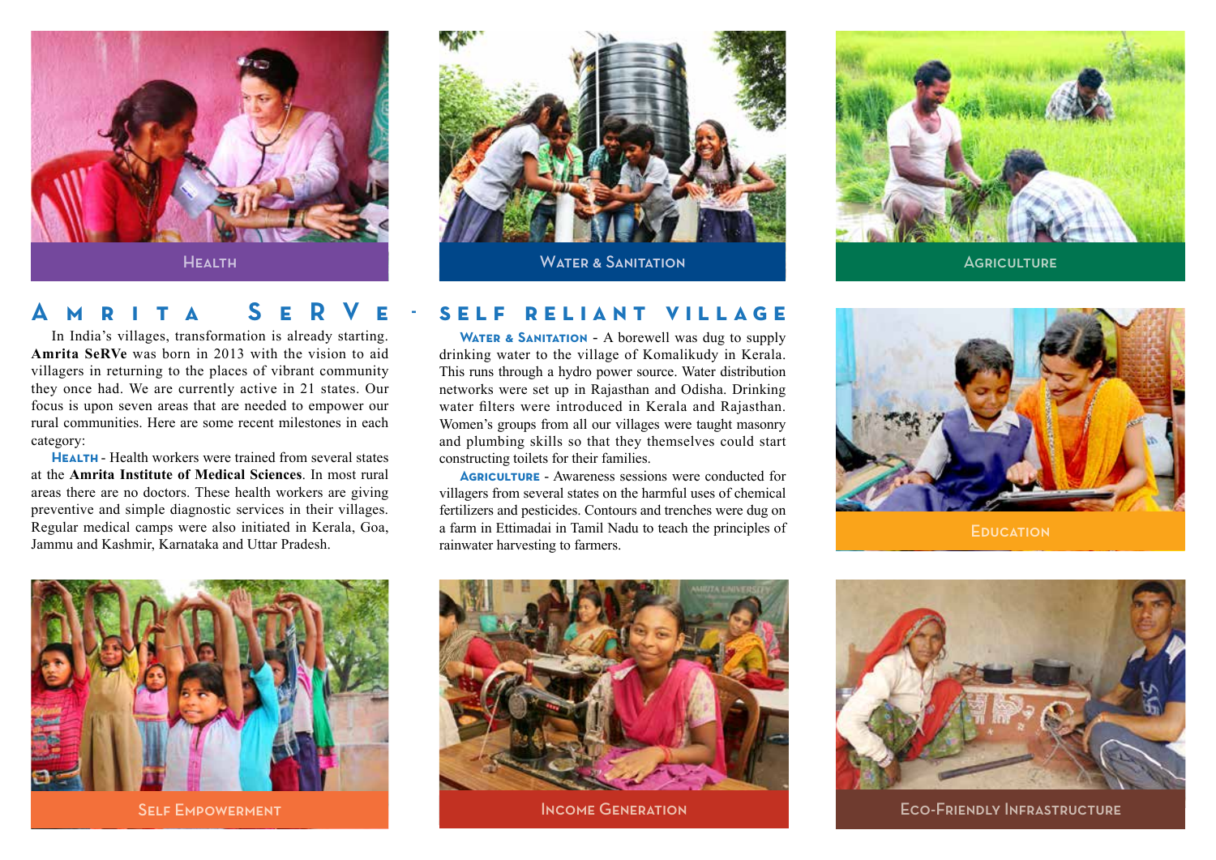Health

Water & Sanitation

Agriculture

## Amrita SeRVe - Self Reliant Village

In India's villages, transformation is already starting. **Amrita SeRVe** was born in 2013 with the vision to aid villagers in returning to the places of vibrant community they once had. We are currently active in 21 states. Our focus is upon seven areas that are needed to empower our rural communities. Here are some recent milestones in each category:

**Health** - Health workers were trained from several states at the **Amrita Institute of Medical Sciences**. In most rural areas there are no doctors. These health workers are giving preventive and simple diagnostic services in their villages. Regular medical camps were also initiated in Kerala, Goa, Jammu and Kashmir, Karnataka and Uttar Pradesh.

**Water & Sanitation** - A borewell was dug to supply drinking water to the village of Komalikudy in Kerala. This runs through a hydro power source. Water distribution networks were set up in Rajasthan and Odisha. Drinking water filters were introduced in Kerala and Rajasthan. Women's groups from all our villages were taught masonry and plumbing skills so that they themselves could start constructing toilets for their families.

**Agriculture** - Awareness sessions were conducted for villagers from several states on the harmful uses of chemical fertilizers and pesticides. Contours and trenches were dug on a farm in Ettimadai in Tamil Nadu to teach the principles of rainwater harvesting to farmers.

Education

Self Empowerment

Income Generation

Eco-Friendly Infrastructure